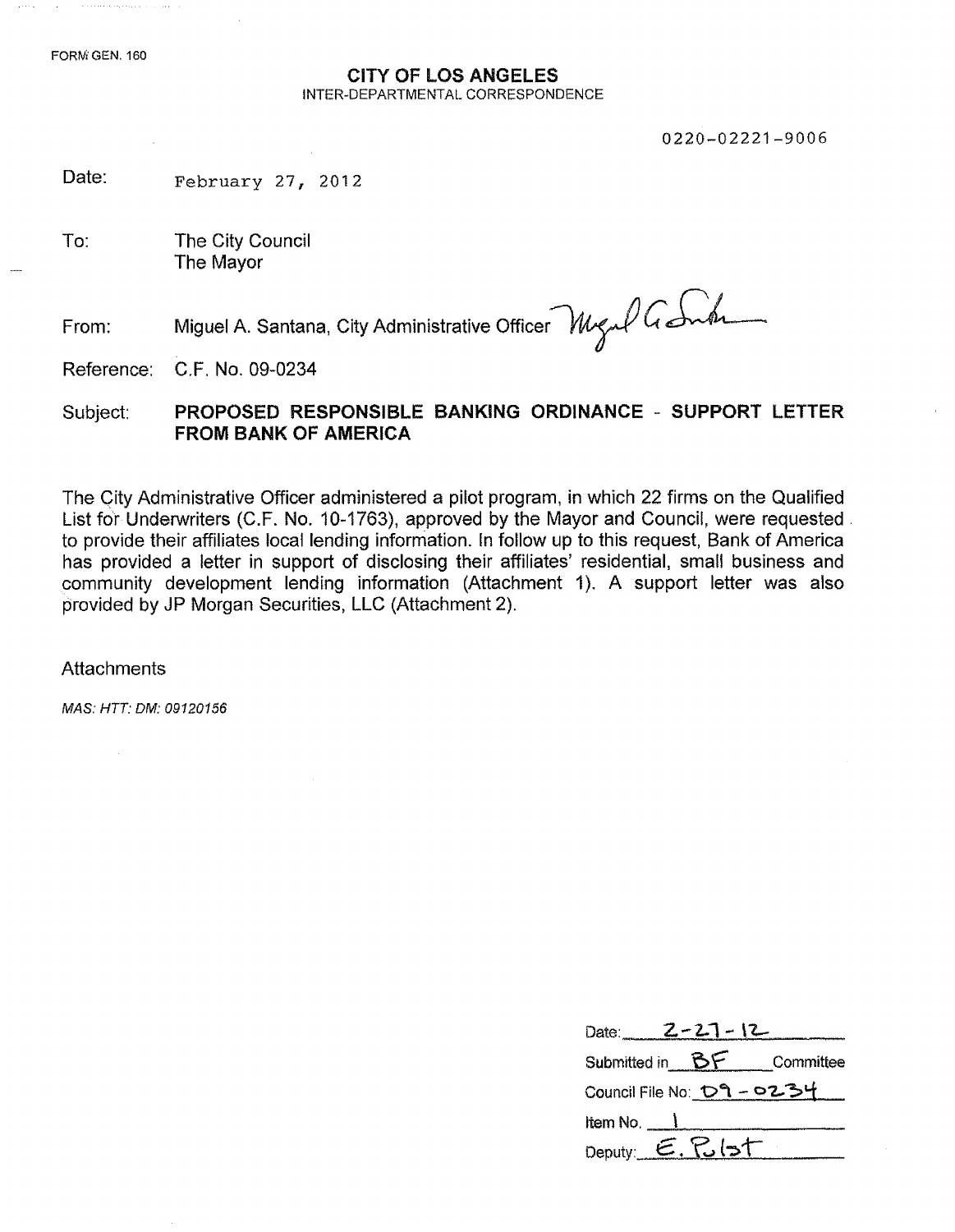FORM GEN. 160

## CITY OF LOS ANGELES

INTER-DEPARTMENTAL CORRESPONDENCE

0220-02221-9006

Date: February 27, 2012

To: The City Council
The Mayor

From: Miguel A. Santana, City Administrative Officer

Reference: C.F. No. 09-0234

Subject: **PROPOSED RESPONSIBLE BANKING ORDINANCE - SUPPORT LETTER FROM BANK OF AMERICA**

The City Administrative Officer administered a pilot program, in which 22 firms on the Qualified List for Underwriters (C.F. No. 10-1763), approved by the Mayor and Council, were requested to provide their affiliates local lending information. In follow up to this request, Bank of America has provided a letter in support of disclosing their affiliates' residential, small business and community development lending information (Attachment 1). A support letter was also provided by JP Morgan Securities, LLC (Attachment 2).

Attachments

*MAS: HTT: DM: 09120156*

Date: 2-27-12
Submitted in BF Committee
Council File No: 09-0234
Item No. 1
Deputy: E. Pabst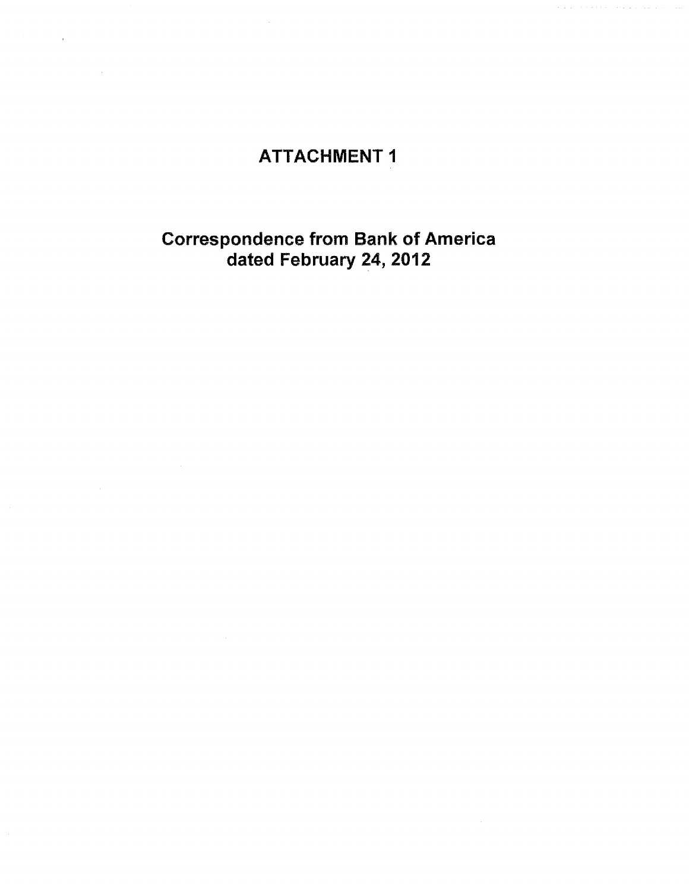# ATTACHMENT 1

## Correspondence from Bank of America dated February 24, 2012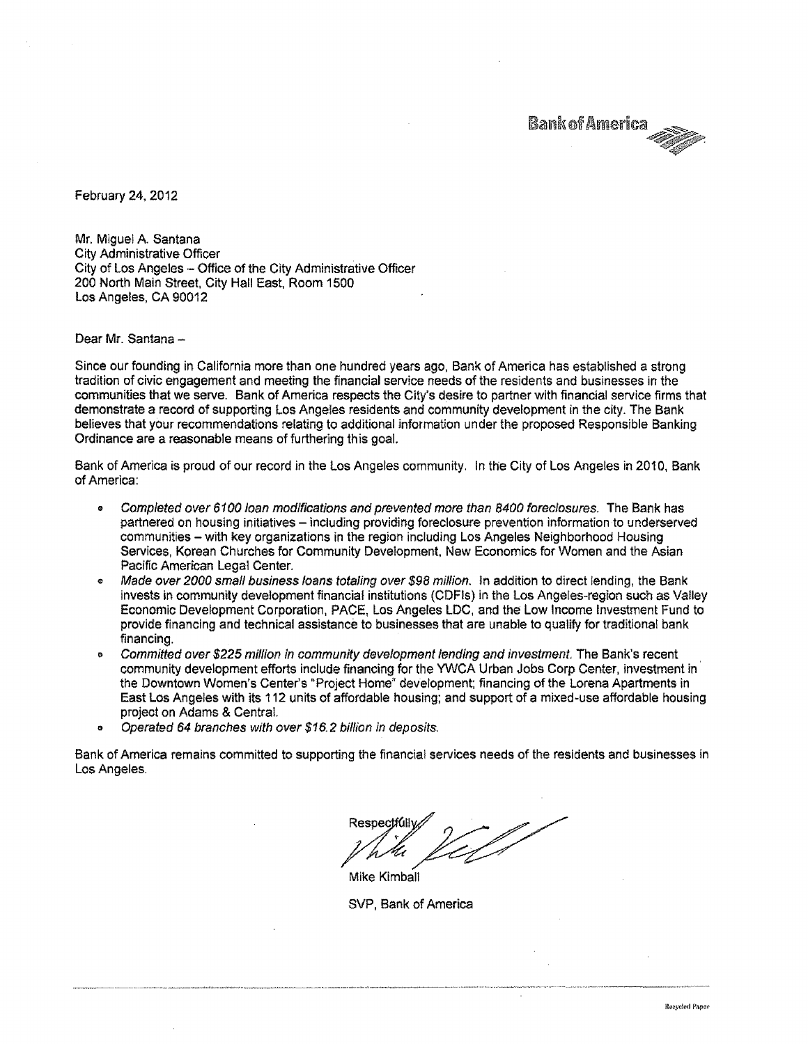Bank of America

February 24, 2012

Mr. Miguel A. Santana
City Administrative Officer
City of Los Angeles – Office of the City Administrative Officer
200 North Main Street, City Hall East, Room 1500
Los Angeles, CA 90012

Dear Mr. Santana –

Since our founding in California more than one hundred years ago, Bank of America has established a strong tradition of civic engagement and meeting the financial service needs of the residents and businesses in the communities that we serve. Bank of America respects the City's desire to partner with financial service firms that demonstrate a record of supporting Los Angeles residents and community development in the city. The Bank believes that your recommendations relating to additional information under the proposed Responsible Banking Ordinance are a reasonable means of furthering this goal.

Bank of America is proud of our record in the Los Angeles community. In the City of Los Angeles in 2010, Bank of America:

- *Completed over 6100 loan modifications and prevented more than 8400 foreclosures.* The Bank has partnered on housing initiatives – including providing foreclosure prevention information to underserved communities – with key organizations in the region including Los Angeles Neighborhood Housing Services, Korean Churches for Community Development, New Economics for Women and the Asian Pacific American Legal Center.
- *Made over 2000 small business loans totaling over $98 million.* In addition to direct lending, the Bank invests in community development financial institutions (CDFIs) in the Los Angeles-region such as Valley Economic Development Corporation, PACE, Los Angeles LDC, and the Low Income Investment Fund to provide financing and technical assistance to businesses that are unable to qualify for traditional bank financing.
- *Committed over $225 million in community development lending and investment.* The Bank's recent community development efforts include financing for the YWCA Urban Jobs Corp Center, investment in the Downtown Women's Center's "Project Home" development; financing of the Lorena Apartments in East Los Angeles with its 112 units of affordable housing; and support of a mixed-use affordable housing project on Adams & Central.
- *Operated 64 branches with over $16.2 billion in deposits.*

Bank of America remains committed to supporting the financial services needs of the residents and businesses in Los Angeles.

Respectfully,

Mike Kimball

SVP, Bank of America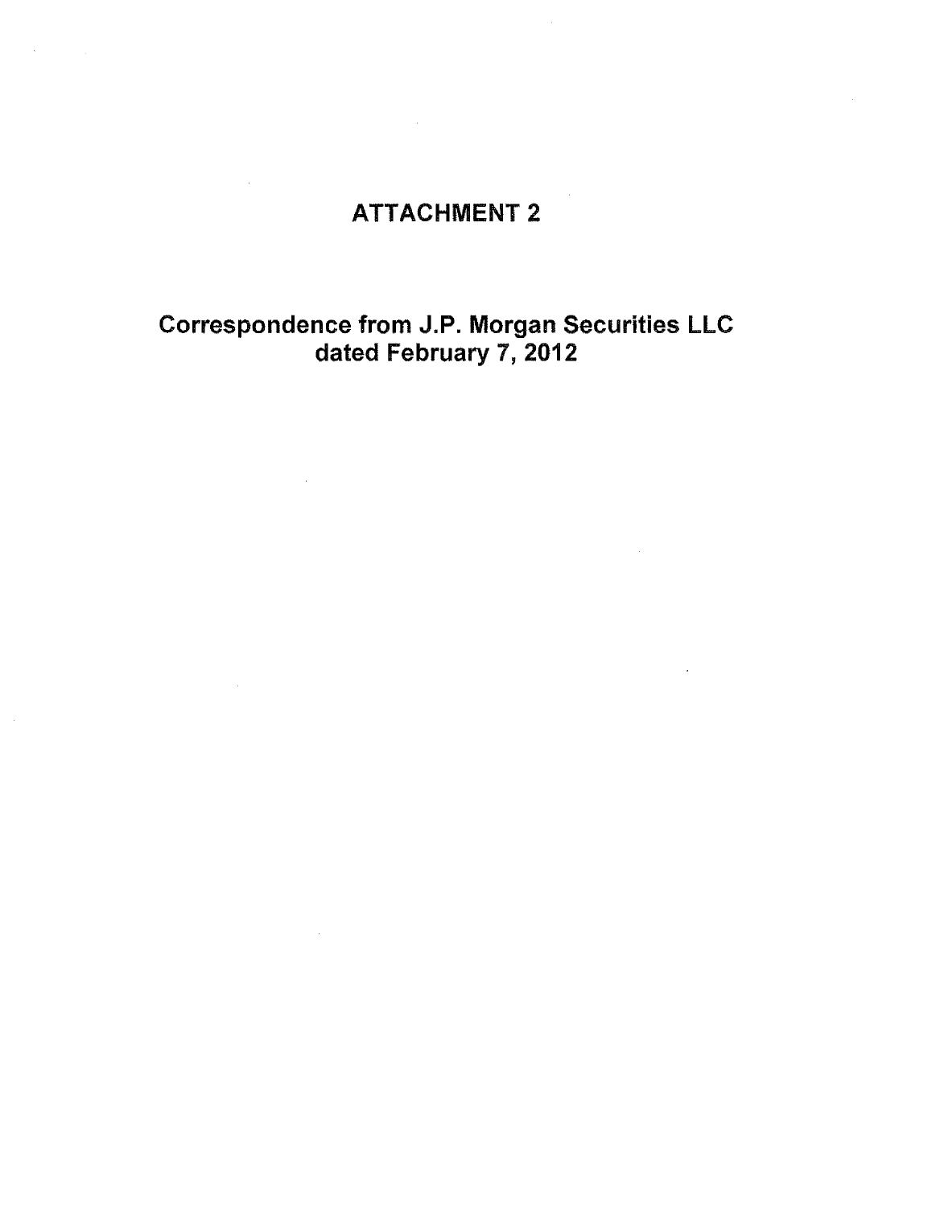# ATTACHMENT 2

## Correspondence from J.P. Morgan Securities LLC dated February 7, 2012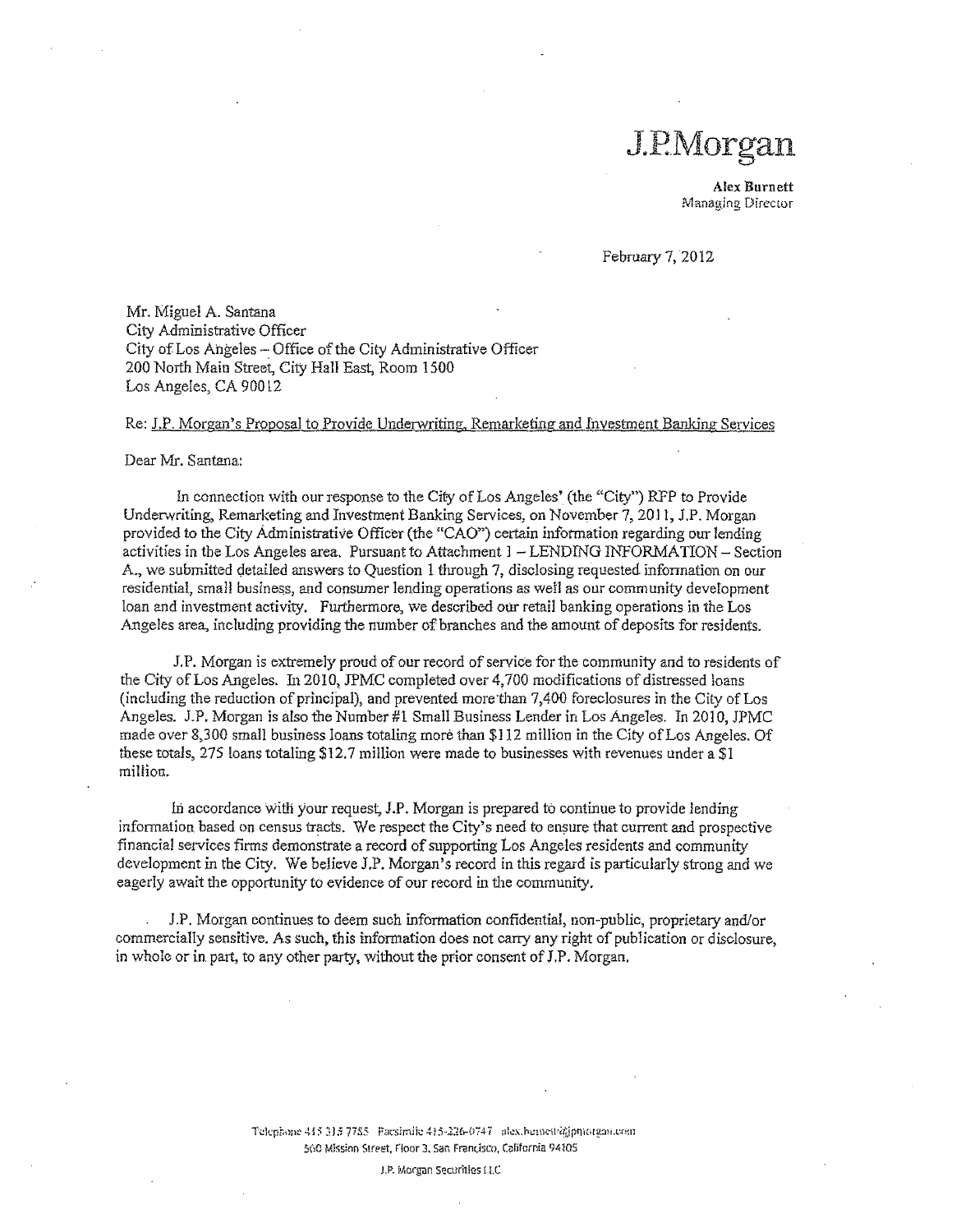# J.P.Morgan

**Alex Burnett**
Managing Director

February 7, 2012

Mr. Miguel A. Santana
City Administrative Officer
City of Los Angeles – Office of the City Administrative Officer
200 North Main Street, City Hall East, Room 1500
Los Angeles, CA 90012

Re: <u>J.P. Morgan's Proposal to Provide Underwriting, Remarketing and Investment Banking Services</u>

Dear Mr. Santana:

In connection with our response to the City of Los Angeles' (the "City") RFP to Provide Underwriting, Remarketing and Investment Banking Services, on November 7, 2011, J.P. Morgan provided to the City Administrative Officer (the "CAO") certain information regarding our lending activities in the Los Angeles area. Pursuant to Attachment 1 – LENDING INFORMATION – Section A., we submitted detailed answers to Question 1 through 7, disclosing requested information on our residential, small business, and consumer lending operations as well as our community development loan and investment activity. Furthermore, we described our retail banking operations in the Los Angeles area, including providing the number of branches and the amount of deposits for residents.

J.P. Morgan is extremely proud of our record of service for the community and to residents of the City of Los Angeles. In 2010, JPMC completed over 4,700 modifications of distressed loans (including the reduction of principal), and prevented more than 7,400 foreclosures in the City of Los Angeles. J.P. Morgan is also the Number #1 Small Business Lender in Los Angeles. In 2010, JPMC made over 8,300 small business loans totaling more than $112 million in the City of Los Angeles. Of these totals, 275 loans totaling $12.7 million were made to businesses with revenues under a $1 million.

In accordance with your request, J.P. Morgan is prepared to continue to provide lending information based on census tracts. We respect the City's need to ensure that current and prospective financial services firms demonstrate a record of supporting Los Angeles residents and community development in the City. We believe J.P. Morgan's record in this regard is particularly strong and we eagerly await the opportunity to evidence of our record in the community.

J.P. Morgan continues to deem such information confidential, non-public, proprietary and/or commercially sensitive. As such, this information does not carry any right of publication or disclosure, in whole or in part, to any other party, without the prior consent of J.P. Morgan.

Telephone 415 315 7755 Facsimile 415-226-0747 alex.burnett@jpmorgan.com
560 Mission Street, Floor 3, San Francisco, California 94105

J.P. Morgan Securities LLC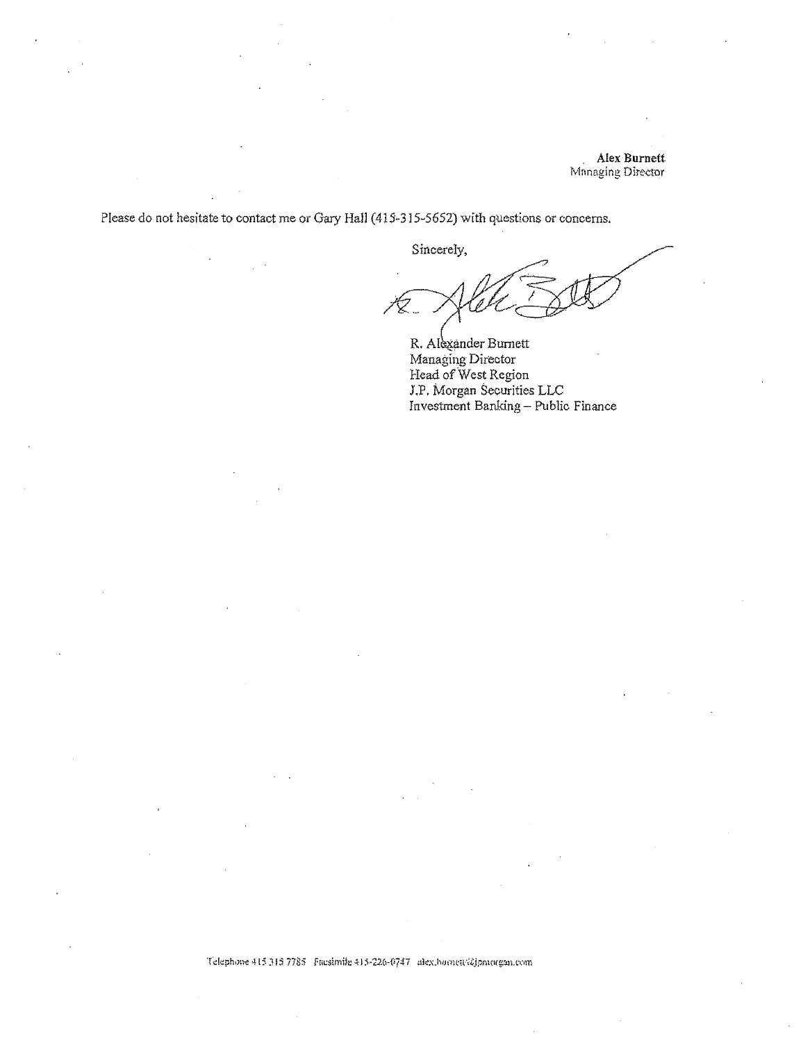**Alex Burnett**
Managing Director

Please do not hesitate to contact me or Gary Hall (415-315-5652) with questions or concerns.

Sincerely,

R. Alexander Burnett
Managing Director
Head of West Region
J.P. Morgan Securities LLC
Investment Banking – Public Finance

Telephone 415 315 7785 Facsimile 415-226-0747 alex.burnett@jpmorgan.com